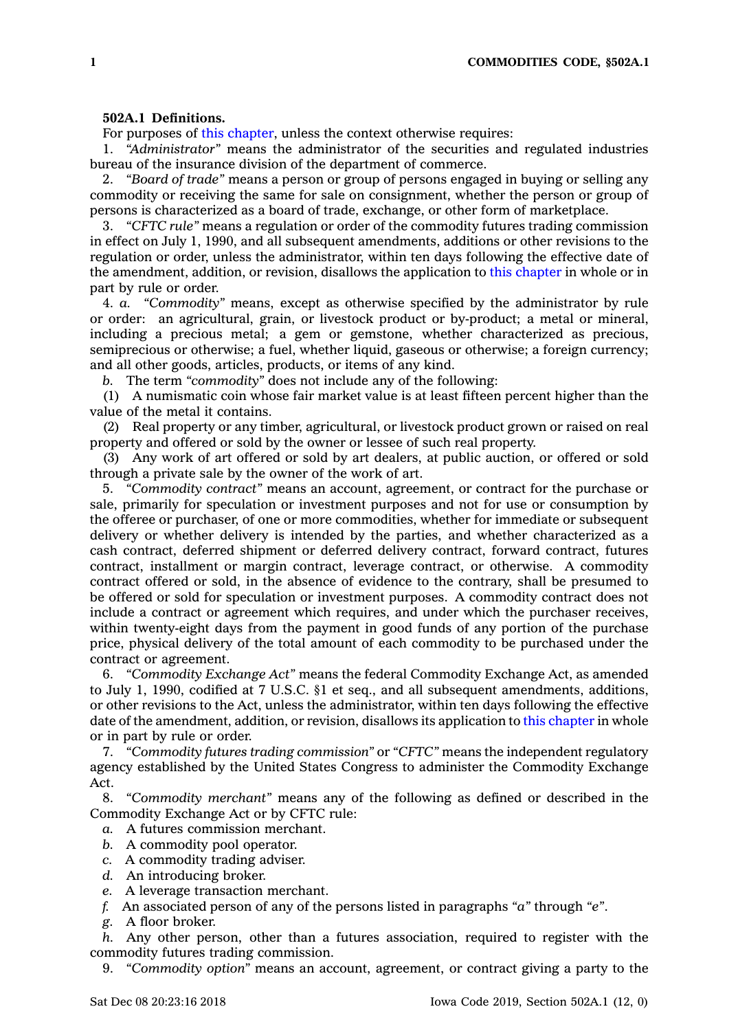**502A.1 Definitions.**

For purposes of this chapter, unless the context otherwise requires:

1. *"Administrator"* means the administrator of the securities and regulated industries bureau of the insurance division of the department of commerce.

2. *"Board of trade"* means a person or group of persons engaged in buying or selling any commodity or receiving the same for sale on consignment, whether the person or group of persons is characterized as a board of trade, exchange, or other form of marketplace.

3. *"CFTC rule"* means a regulation or order of the commodity futures trading commission in effect on July 1, 1990, and all subsequent amendments, additions or other revisions to the regulation or order, unless the administrator, within ten days following the effective date of the amendment, addition, or revision, disallows the application to this chapter in whole or in part by rule or order.

4. *a. "Commodity"* means, except as otherwise specified by the administrator by rule or order: an agricultural, grain, or livestock product or by-product; a metal or mineral, including a precious metal; a gem or gemstone, whether characterized as precious, semiprecious or otherwise; a fuel, whether liquid, gaseous or otherwise; a foreign currency; and all other goods, articles, products, or items of any kind.

*b.* The term *"commodity"* does not include any of the following:

(1) A numismatic coin whose fair market value is at least fifteen percent higher than the value of the metal it contains.

(2) Real property or any timber, agricultural, or livestock product grown or raised on real property and offered or sold by the owner or lessee of such real property.

(3) Any work of art offered or sold by art dealers, at public auction, or offered or sold through a private sale by the owner of the work of art.

5. *"Commodity contract"* means an account, agreement, or contract for the purchase or sale, primarily for speculation or investment purposes and not for use or consumption by the offeree or purchaser, of one or more commodities, whether for immediate or subsequent delivery or whether delivery is intended by the parties, and whether characterized as a cash contract, deferred shipment or deferred delivery contract, forward contract, futures contract, installment or margin contract, leverage contract, or otherwise. A commodity contract offered or sold, in the absence of evidence to the contrary, shall be presumed to be offered or sold for speculation or investment purposes. A commodity contract does not include a contract or agreement which requires, and under which the purchaser receives, within twenty-eight days from the payment in good funds of any portion of the purchase price, physical delivery of the total amount of each commodity to be purchased under the contract or agreement.

6. *"Commodity Exchange Act"* means the federal Commodity Exchange Act, as amended to July 1, 1990, codified at 7 U.S.C. §1 et seq., and all subsequent amendments, additions, or other revisions to the Act, unless the administrator, within ten days following the effective date of the amendment, addition, or revision, disallows its application to this chapter in whole or in part by rule or order.

7. *"Commodity futures trading commission"* or *"CFTC"* means the independent regulatory agency established by the United States Congress to administer the Commodity Exchange Act.

8. *"Commodity merchant"* means any of the following as defined or described in the Commodity Exchange Act or by CFTC rule:

*a.* A futures commission merchant.

*b.* A commodity pool operator.

*c.* A commodity trading adviser.

*d.* An introducing broker.

*e.* A leverage transaction merchant.

*f.* An associated person of any of the persons listed in paragraphs *"a"* through *"e"*.

*g.* A floor broker.

*h.* Any other person, other than a futures association, required to register with the commodity futures trading commission.

9. *"Commodity option"* means an account, agreement, or contract giving a party to the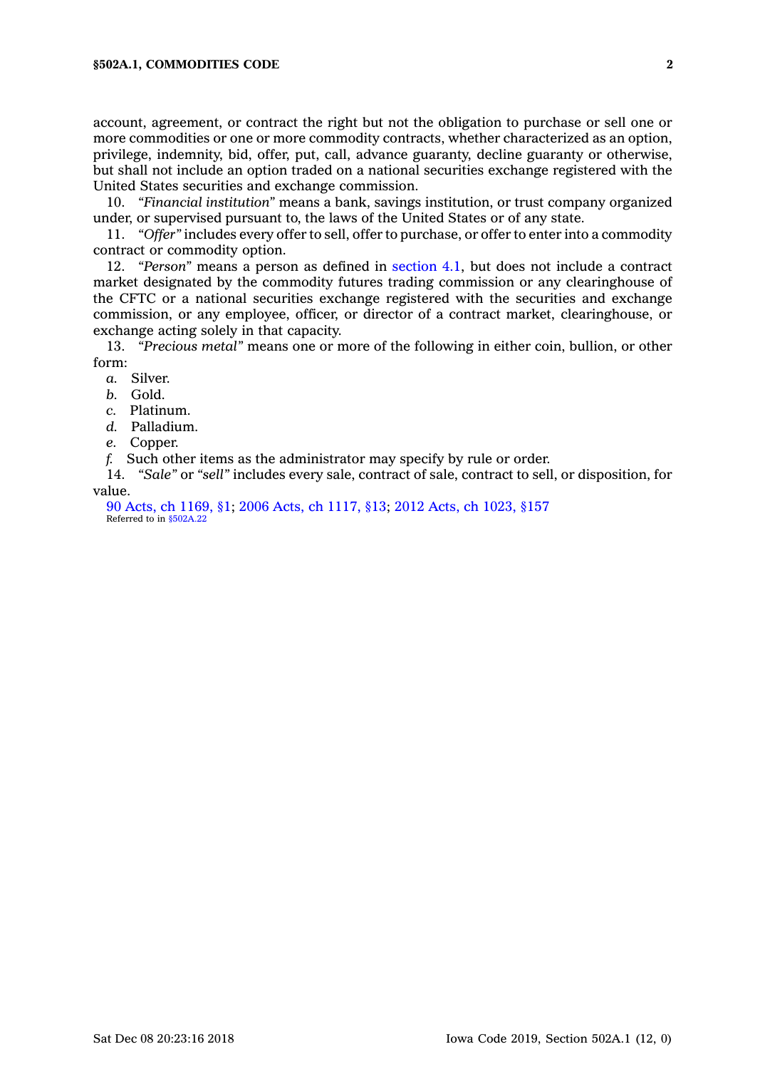account, agreement, or contract the right but not the obligation to purchase or sell one or more commodities or one or more commodity contracts, whether characterized as an option, privilege, indemnity, bid, offer, put, call, advance guaranty, decline guaranty or otherwise, but shall not include an option traded on a national securities exchange registered with the United States securities and exchange commission.

10. *"Financial institution"* means a bank, savings institution, or trust company organized under, or supervised pursuant to, the laws of the United States or of any state.

11. *"Offer"* includes every offer to sell, offer to purchase, or offer to enter into a commodity contract or commodity option.

12. *"Person"* means a person as defined in section 4.1, but does not include a contract market designated by the commodity futures trading commission or any clearinghouse of the CFTC or a national securities exchange registered with the securities and exchange commission, or any employee, officer, or director of a contract market, clearinghouse, or exchange acting solely in that capacity.

13. *"Precious metal"* means one or more of the following in either coin, bullion, or other form:

*a.* Silver.

*b.* Gold.

*c.* Platinum.

*d.* Palladium.

*e.* Copper.

*f.* Such other items as the administrator may specify by rule or order.

14. *"Sale"* or *"sell"* includes every sale, contract of sale, contract to sell, or disposition, for value.

90 Acts, ch 1169, §1; 2006 Acts, ch 1117, §13; 2012 Acts, ch 1023, §157

Referred to in §502A.22